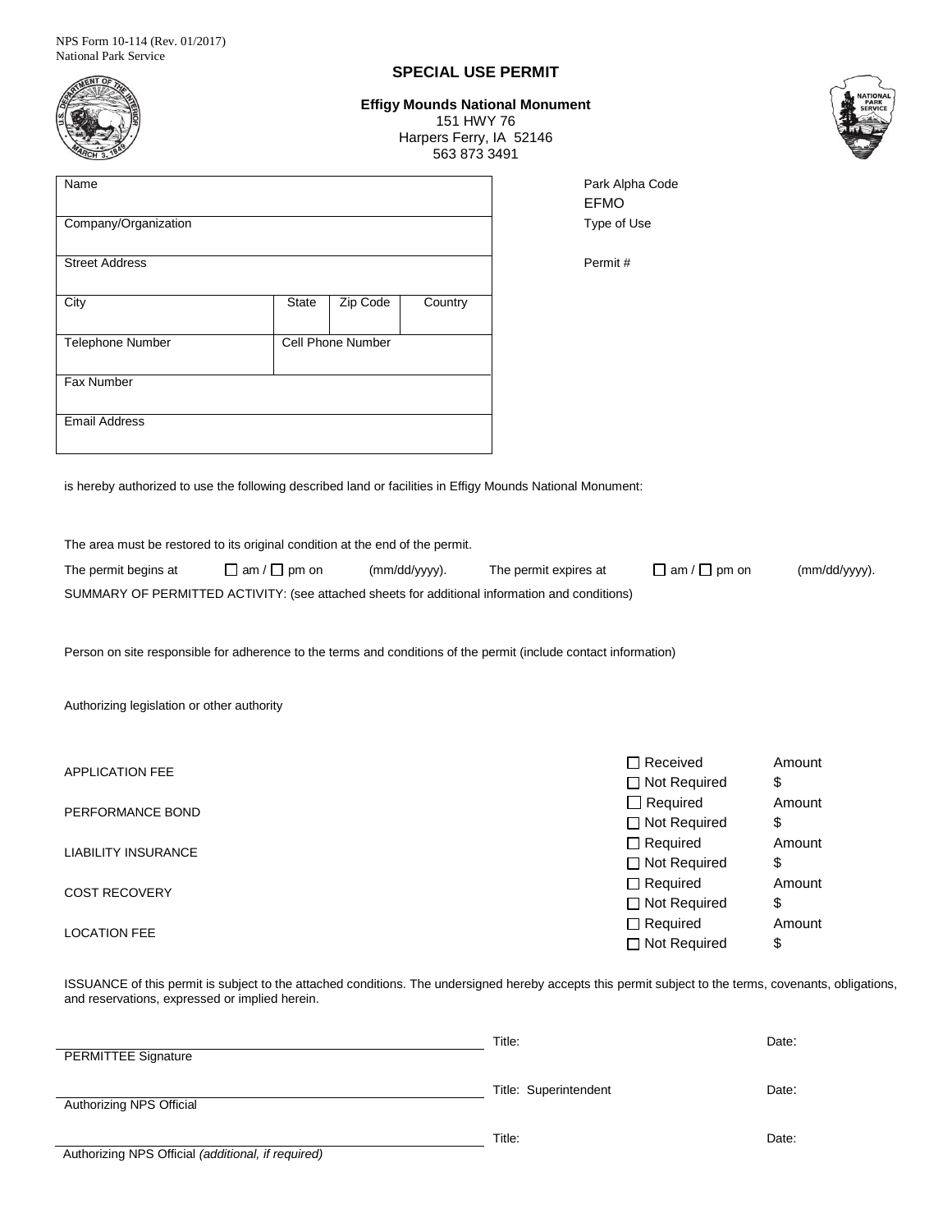NPS Form 10-114 (Rev. 01/2017)
National Park Service

# SPECIAL USE PERMIT

**Effigy Mounds National Monument**
151 HWY 76
Harpers Ferry, IA 52146
563 873 3491

| Name | | | |
|---|---|---|---|
| Company/Organization | | | |
| Street Address | | | |
| City | State | Zip Code | Country |
| Telephone Number | Cell Phone Number | | |
| Fax Number | | | |
| Email Address | | | |

Park Alpha Code
EFMO
Type of Use

Permit #

is hereby authorized to use the following described land or facilities in Effigy Mounds National Monument:

The area must be restored to its original condition at the end of the permit.

The permit begins at ☐ am / ☐ pm on (mm/dd/yyyy). The permit expires at ☐ am / ☐ pm on (mm/dd/yyyy).

SUMMARY OF PERMITTED ACTIVITY: (see attached sheets for additional information and conditions)

Person on site responsible for adherence to the terms and conditions of the permit (include contact information)

Authorizing legislation or other authority

| | | |
|---|---|---|
| APPLICATION FEE | ☐ Received<br>☐ Not Required | Amount<br>$ |
| PERFORMANCE BOND | ☐ Required<br>☐ Not Required | Amount<br>$ |
| LIABILITY INSURANCE | ☐ Required<br>☐ Not Required | Amount<br>$ |
| COST RECOVERY | ☐ Required<br>☐ Not Required | Amount<br>$ |
| LOCATION FEE | ☐ Required<br>☐ Not Required | Amount<br>$ |

ISSUANCE of this permit is subject to the attached conditions. The undersigned hereby accepts this permit subject to the terms, covenants, obligations, and reservations, expressed or implied herein.

| | | |
|---|---|---|
| PERMITTEE Signature | Title: | Date: |
| Authorizing NPS Official | Title: Superintendent | Date: |
| Authorizing NPS Official *(additional, if required)* | Title: | Date: |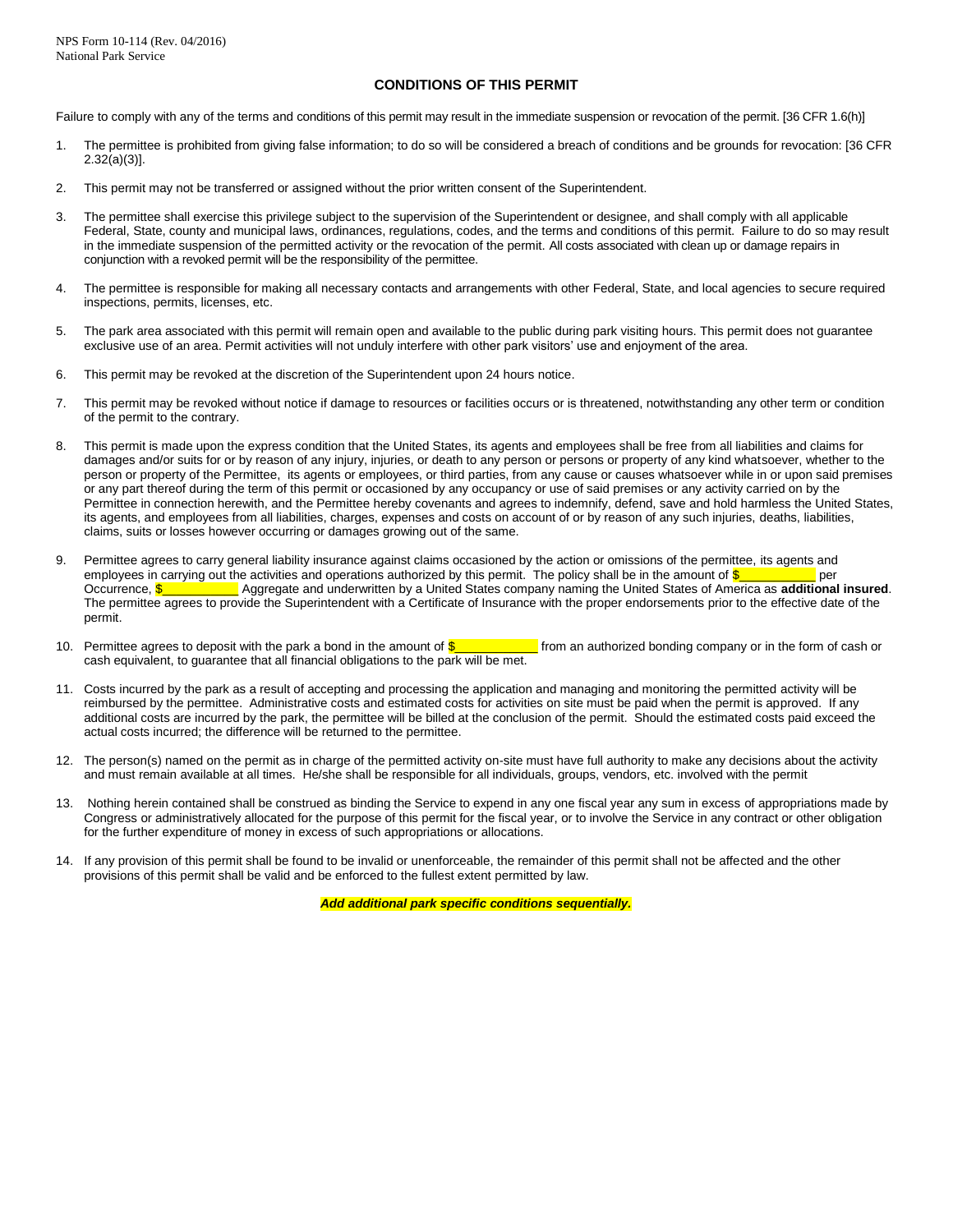NPS Form 10-114 (Rev. 04/2016)
National Park Service

## CONDITIONS OF THIS PERMIT

Failure to comply with any of the terms and conditions of this permit may result in the immediate suspension or revocation of the permit. [36 CFR 1.6(h)]

1. The permittee is prohibited from giving false information; to do so will be considered a breach of conditions and be grounds for revocation: [36 CFR 2.32(a)(3)].

2. This permit may not be transferred or assigned without the prior written consent of the Superintendent.

3. The permittee shall exercise this privilege subject to the supervision of the Superintendent or designee, and shall comply with all applicable Federal, State, county and municipal laws, ordinances, regulations, codes, and the terms and conditions of this permit. Failure to do so may result in the immediate suspension of the permitted activity or the revocation of the permit. All costs associated with clean up or damage repairs in conjunction with a revoked permit will be the responsibility of the permittee.

4. The permittee is responsible for making all necessary contacts and arrangements with other Federal, State, and local agencies to secure required inspections, permits, licenses, etc.

5. The park area associated with this permit will remain open and available to the public during park visiting hours. This permit does not guarantee exclusive use of an area. Permit activities will not unduly interfere with other park visitors' use and enjoyment of the area.

6. This permit may be revoked at the discretion of the Superintendent upon 24 hours notice.

7. This permit may be revoked without notice if damage to resources or facilities occurs or is threatened, notwithstanding any other term or condition of the permit to the contrary.

8. This permit is made upon the express condition that the United States, its agents and employees shall be free from all liabilities and claims for damages and/or suits for or by reason of any injury, injuries, or death to any person or persons or property of any kind whatsoever, whether to the person or property of the Permittee, its agents or employees, or third parties, from any cause or causes whatsoever while in or upon said premises or any part thereof during the term of this permit or occasioned by any occupancy or use of said premises or any activity carried on by the Permittee in connection herewith, and the Permittee hereby covenants and agrees to indemnify, defend, save and hold harmless the United States, its agents, and employees from all liabilities, charges, expenses and costs on account of or by reason of any such injuries, deaths, liabilities, claims, suits or losses however occurring or damages growing out of the same.

9. Permittee agrees to carry general liability insurance against claims occasioned by the action or omissions of the permittee, its agents and employees in carrying out the activities and operations authorized by this permit. The policy shall be in the amount of $__________ per Occurrence, $__________ Aggregate and underwritten by a United States company naming the United States of America as **additional insured**. The permittee agrees to provide the Superintendent with a Certificate of Insurance with the proper endorsements prior to the effective date of the permit.

10. Permittee agrees to deposit with the park a bond in the amount of $___________ from an authorized bonding company or in the form of cash or cash equivalent, to guarantee that all financial obligations to the park will be met.

11. Costs incurred by the park as a result of accepting and processing the application and managing and monitoring the permitted activity will be reimbursed by the permittee. Administrative costs and estimated costs for activities on site must be paid when the permit is approved. If any additional costs are incurred by the park, the permittee will be billed at the conclusion of the permit. Should the estimated costs paid exceed the actual costs incurred; the difference will be returned to the permittee.

12. The person(s) named on the permit as in charge of the permitted activity on-site must have full authority to make any decisions about the activity and must remain available at all times. He/she shall be responsible for all individuals, groups, vendors, etc. involved with the permit

13. Nothing herein contained shall be construed as binding the Service to expend in any one fiscal year any sum in excess of appropriations made by Congress or administratively allocated for the purpose of this permit for the fiscal year, or to involve the Service in any contract or other obligation for the further expenditure of money in excess of such appropriations or allocations.

14. If any provision of this permit shall be found to be invalid or unenforceable, the remainder of this permit shall not be affected and the other provisions of this permit shall be valid and be enforced to the fullest extent permitted by law.

***Add additional park specific conditions sequentially.***